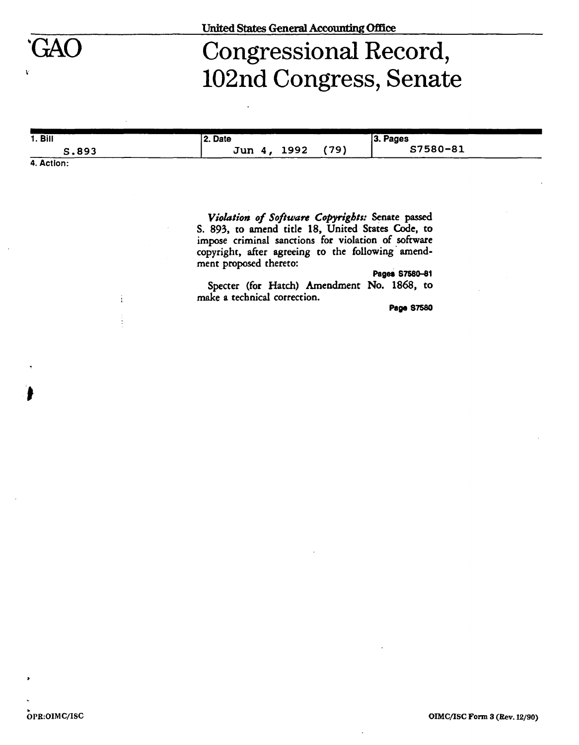United States General Accounting Office

GAO

# Congressional Record, 102nd Congress, Senate

| 1. Bill | 2. Date | 3. Pages |
|---|---|---|
| S.893 | Jun 4, 1992 (79) | S7580-81 |

4. Action:

*Violation of Software Copyrights:* Senate passed S. 893, to amend title 18, United States Code, to impose criminal sanctions for violation of software copyright, after agreeing to the following amendment proposed thereto:

**Pages S7580-81**

Specter (for Hatch) Amendment No. 1868, to make a technical correction.

**Page S7580**

OPR:OIMC/ISC

OIMC/ISC Form 3 (Rev. 12/90)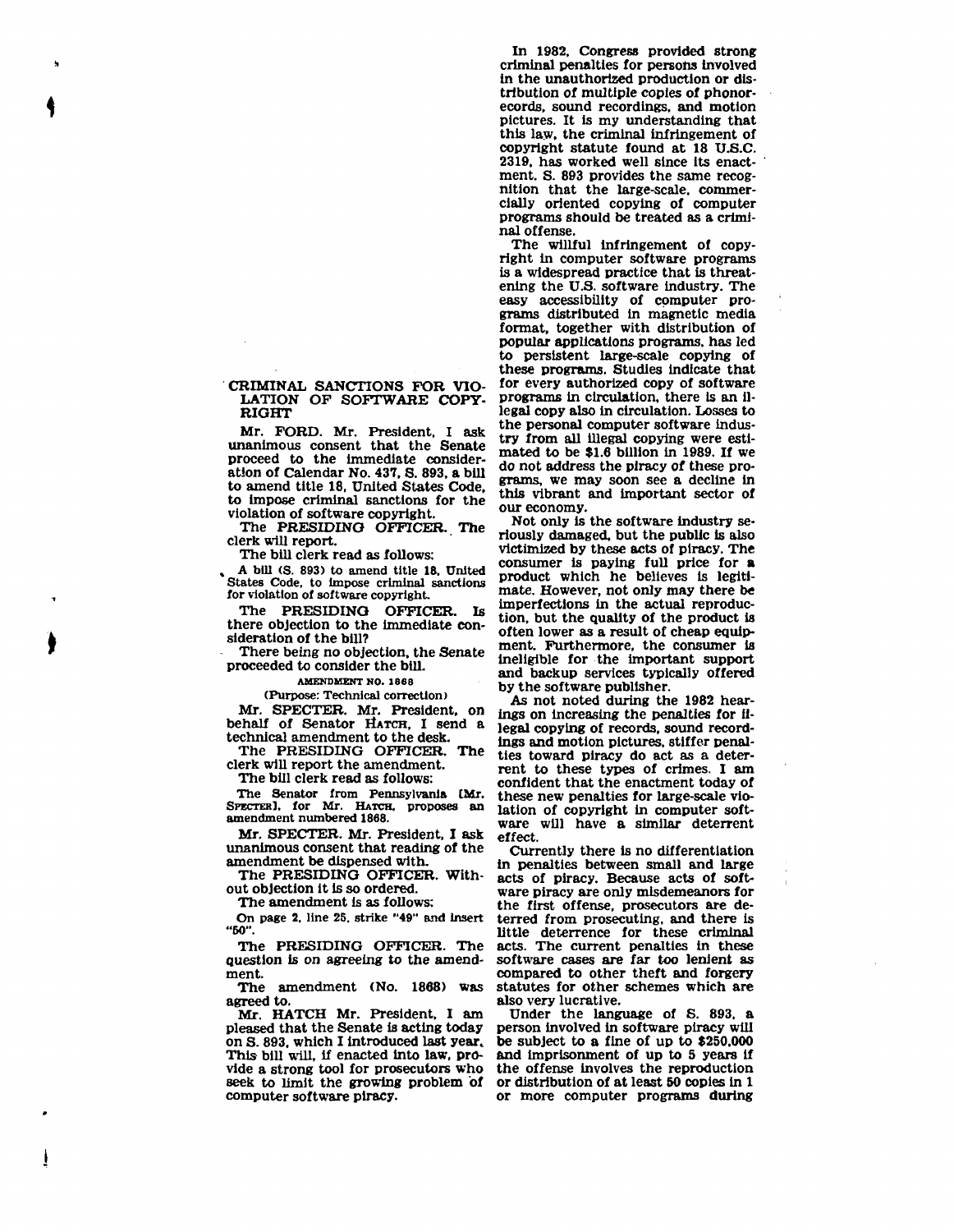## CRIMINAL SANCTIONS FOR VIOLATION OF SOFTWARE COPYRIGHT

Mr. FORD. Mr. President, I ask unanimous consent that the Senate proceed to the immediate consideration of Calendar No. 437, S. 893, a bill to amend title 18, United States Code, to impose criminal sanctions for the violation of software copyright.

The PRESIDING OFFICER. The clerk will report.

The bill clerk read as follows:

A bill (S. 893) to amend title 18, United States Code, to impose criminal sanctions for violation of software copyright.

The PRESIDING OFFICER. Is there objection to the immediate consideration of the bill?

There being no objection, the Senate proceeded to consider the bill.

AMENDMENT NO. 1868

(Purpose: Technical correction)

Mr. SPECTER. Mr. President, on behalf of Senator HATCH, I send a technical amendment to the desk.

The PRESIDING OFFICER. The clerk will report the amendment.

The bill clerk read as follows:

The Senator from Pennsylvania [Mr. SPECTER], for Mr. HATCH, proposes an amendment numbered 1868.

Mr. SPECTER. Mr. President, I ask unanimous consent that reading of the amendment be dispensed with.

The PRESIDING OFFICER. Without objection it is so ordered.

The amendment is as follows:

On page 2, line 25, strike "49" and insert "50".

The PRESIDING OFFICER. The question is on agreeing to the amendment.

The amendment (No. 1868) was agreed to.

Mr. HATCH Mr. President, I am pleased that the Senate is acting today on S. 893, which I introduced last year. This bill will, if enacted into law, provide a strong tool for prosecutors who seek to limit the growing problem of computer software piracy.

In 1982, Congress provided strong criminal penalties for persons involved in the unauthorized production or distribution of multiple copies of phonorecords, sound recordings, and motion pictures. It is my understanding that this law, the criminal infringement of copyright statute found at 18 U.S.C. 2319, has worked well since its enactment. S. 893 provides the same recognition that the large-scale, commercially oriented copying of computer programs should be treated as a criminal offense.

The willful infringement of copyright in computer software programs is a widespread practice that is threatening the U.S. software industry. The easy accessibility of computer programs distributed in magnetic media format, together with distribution of popular applications programs, has led to persistent large-scale copying of these programs. Studies indicate that for every authorized copy of software programs in circulation, there is an illegal copy also in circulation. Losses to the personal computer software industry from all illegal copying were estimated to be $1.6 billion in 1989. If we do not address the piracy of these programs, we may soon see a decline in this vibrant and important sector of our economy.

Not only is the software industry seriously damaged, but the public is also victimized by these acts of piracy. The consumer is paying full price for a product which he believes is legitimate. However, not only may there be imperfections in the actual reproduction, but the quality of the product is often lower as a result of cheap equipment. Furthermore, the consumer is ineligible for the important support and backup services typically offered by the software publisher.

As not noted during the 1982 hearings on increasing the penalties for illegal copying of records, sound recordings and motion pictures, stiffer penalties toward piracy do act as a deterrent to these types of crimes. I am confident that the enactment today of these new penalties for large-scale violation of copyright in computer software will have a similar deterrent effect.

Currently there is no differentiation in penalties between small and large acts of piracy. Because acts of software piracy are only misdemeanors for the first offense, prosecutors are deterred from prosecuting, and there is little deterrence for these criminal acts. The current penalties in these software cases are far too lenient as compared to other theft and forgery statutes for other schemes which are also very lucrative.

Under the language of S. 893, a person involved in software piracy will be subject to a fine of up to $250,000 and imprisonment of up to 5 years if the offense involves the reproduction or distribution of at least 50 copies in 1 or more computer programs during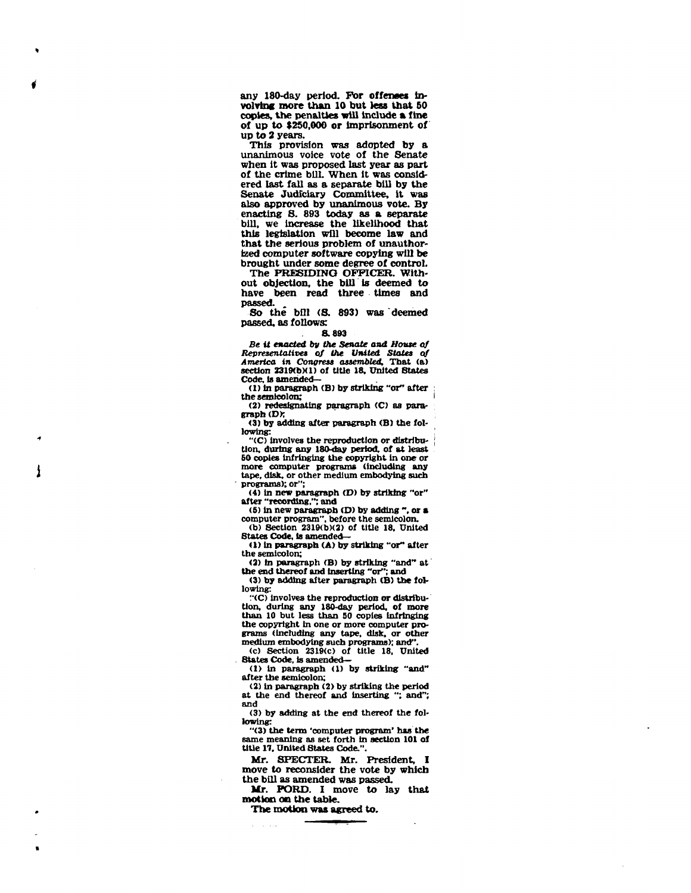any 180-day period. For offenses involving more than 10 but less that 50 copies, the penalties will include a fine of up to $250,000 or imprisonment of up to 2 years.

This provision was adopted by a unanimous voice vote of the Senate when it was proposed last year as part of the crime bill. When it was considered last fall as a separate bill by the Senate Judiciary Committee, it was also approved by unanimous vote. By enacting S. 893 today as a separate bill, we increase the likelihood that this legislation will become law and that the serious problem of unauthorized computer software copying will be brought under some degree of control.

The PRESIDING OFFICER. Without objection, the bill is deemed to have been read three times and passed.

So the bill (S. 893) was deemed passed, as follows:

S. 893

*Be it enacted by the Senate and House of Representatives of the United States of America in Congress assembled,* That (a) section 2319(b)(1) of title 18, United States Code, is amended—

(1) in paragraph (B) by striking "or" after the semicolon;

(2) redesignating paragraph (C) as paragraph (D);

(3) by adding after paragraph (B) the following:

"(C) involves the reproduction or distribution, during any 180-day period, of at least 50 copies infringing the copyright in one or more computer programs (including any tape, disk, or other medium embodying such programs); or";

(4) in new paragraph (D) by striking "or" after "recording,"; and

(5) in new paragraph (D) by adding ", or a computer program", before the semicolon.

(b) Section 2319(b)(2) of title 18, United States Code, is amended—

(1) in paragraph (A) by striking "or" after the semicolon;

(2) in paragraph (B) by striking "and" at the end thereof and inserting "or"; and

(3) by adding after paragraph (B) the following:

"(C) involves the reproduction or distribution, during any 180-day period, of more than 10 but less than 50 copies infringing the copyright in one or more computer programs (including any tape, disk, or other medium embodying such programs); and".

(c) Section 2319(c) of title 18, United States Code, is amended—

(1) in paragraph (1) by striking "and" after the semicolon;

(2) in paragraph (2) by striking the period at the end thereof and inserting "; and"; and

(3) by adding at the end thereof the following:

"(3) the term 'computer program' has the same meaning as set forth in section 101 of title 17, United States Code.".

Mr. SPECTER. Mr. President, I move to reconsider the vote by which the bill as amended was passed.

Mr. FORD. I move to lay that motion on the table.

The motion was agreed to.